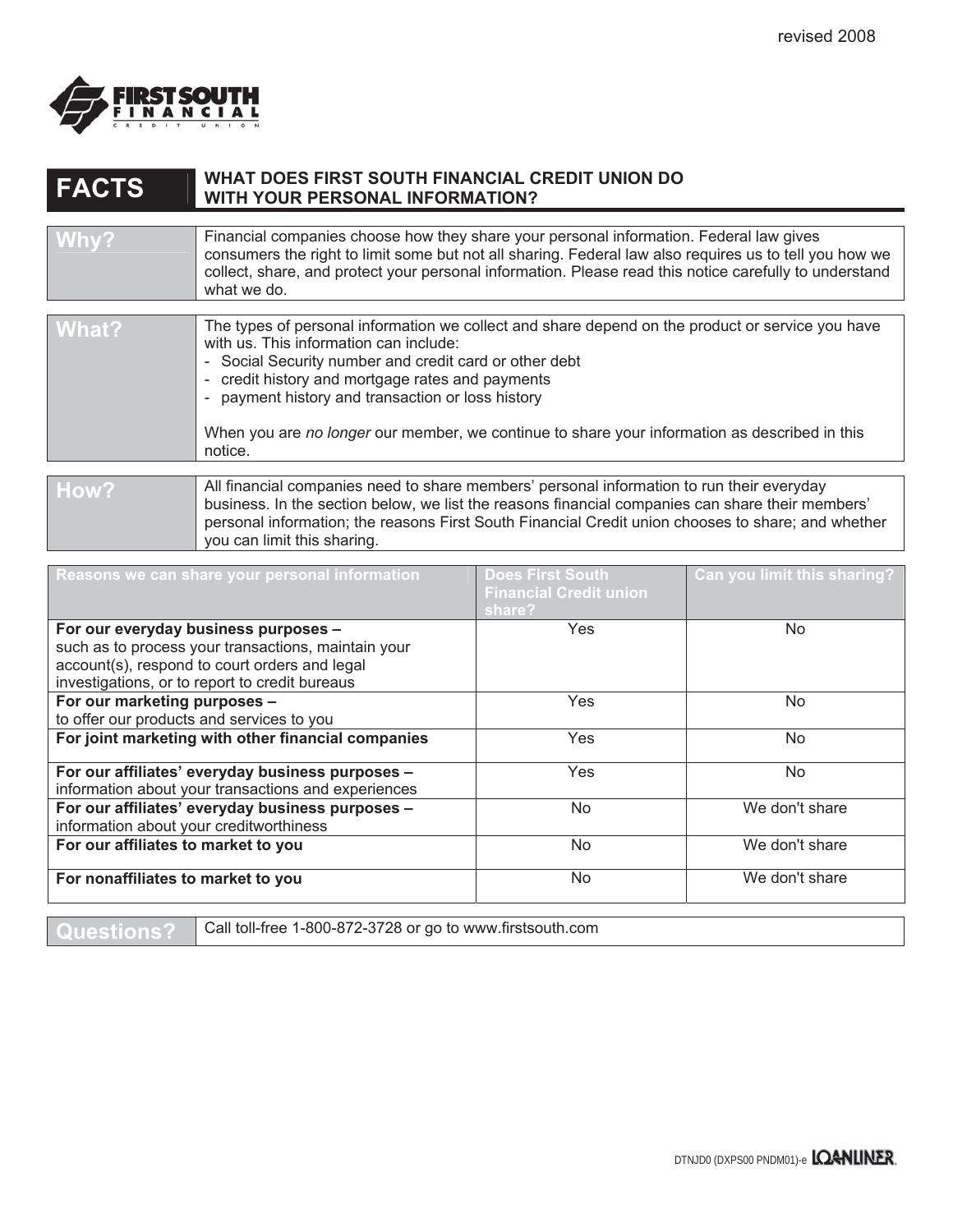revised 2008

FIRST SOUTH FINANCIAL CREDIT UNION

# FACTS — WHAT DOES FIRST SOUTH FINANCIAL CREDIT UNION DO WITH YOUR PERSONAL INFORMATION?

| | |
|---|---|
| **Why?** | Financial companies choose how they share your personal information. Federal law gives consumers the right to limit some but not all sharing. Federal law also requires us to tell you how we collect, share, and protect your personal information. Please read this notice carefully to understand what we do. |
| **What?** | The types of personal information we collect and share depend on the product or service you have with us. This information can include:<br>- Social Security number and credit card or other debt<br>- credit history and mortgage rates and payments<br>- payment history and transaction or loss history<br><br>When you are *no longer* our member, we continue to share your information as described in this notice. |
| **How?** | All financial companies need to share members' personal information to run their everyday business. In the section below, we list the reasons financial companies can share their members' personal information; the reasons First South Financial Credit union chooses to share; and whether you can limit this sharing. |

| Reasons we can share your personal information | Does First South Financial Credit union share? | Can you limit this sharing? |
|---|---|---|
| **For our everyday business purposes –** such as to process your transactions, maintain your account(s), respond to court orders and legal investigations, or to report to credit bureaus | Yes | No |
| **For our marketing purposes –** to offer our products and services to you | Yes | No |
| **For joint marketing with other financial companies** | Yes | No |
| **For our affiliates' everyday business purposes –** information about your transactions and experiences | Yes | No |
| **For our affiliates' everyday business purposes –** information about your creditworthiness | No | We don't share |
| **For our affiliates to market to you** | No | We don't share |
| **For nonaffiliates to market to you** | No | We don't share |

| | |
|---|---|
| **Questions?** | Call toll-free 1-800-872-3728 or go to www.firstsouth.com |

DTNJD0 (DXPS00 PNDM01)-e LOANLINER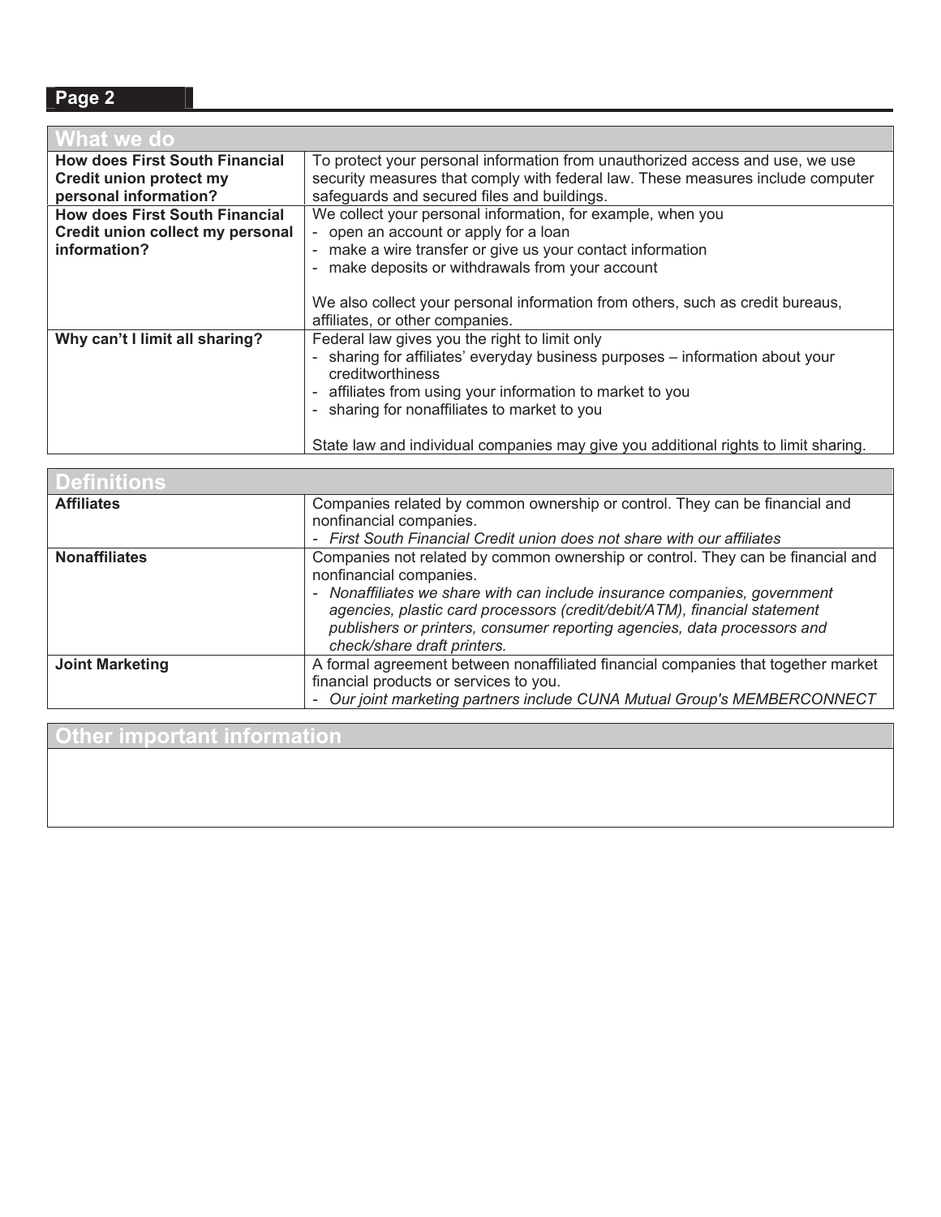| What we do | |
|---|---|
| **How does First South Financial Credit union protect my personal information?** | To protect your personal information from unauthorized access and use, we use security measures that comply with federal law. These measures include computer safeguards and secured files and buildings. |
| **How does First South Financial Credit union collect my personal information?** | We collect your personal information, for example, when you<br>- open an account or apply for a loan<br>- make a wire transfer or give us your contact information<br>- make deposits or withdrawals from your account<br><br>We also collect your personal information from others, such as credit bureaus, affiliates, or other companies. |
| **Why can't I limit all sharing?** | Federal law gives you the right to limit only<br>- sharing for affiliates' everyday business purposes – information about your creditworthiness<br>- affiliates from using your information to market to you<br>- sharing for nonaffiliates to market to you<br><br>State law and individual companies may give you additional rights to limit sharing. |

| Definitions | |
|---|---|
| **Affiliates** | Companies related by common ownership or control. They can be financial and nonfinancial companies.<br>- *First South Financial Credit union does not share with our affiliates* |
| **Nonaffiliates** | Companies not related by common ownership or control. They can be financial and nonfinancial companies.<br>- *Nonaffiliates we share with can include insurance companies, government agencies, plastic card processors (credit/debit/ATM), financial statement publishers or printers, consumer reporting agencies, data processors and check/share draft printers.* |
| **Joint Marketing** | A formal agreement between nonaffiliated financial companies that together market financial products or services to you.<br>- *Our joint marketing partners include CUNA Mutual Group's MEMBERCONNECT* |

| Other important information |
|---|
| |